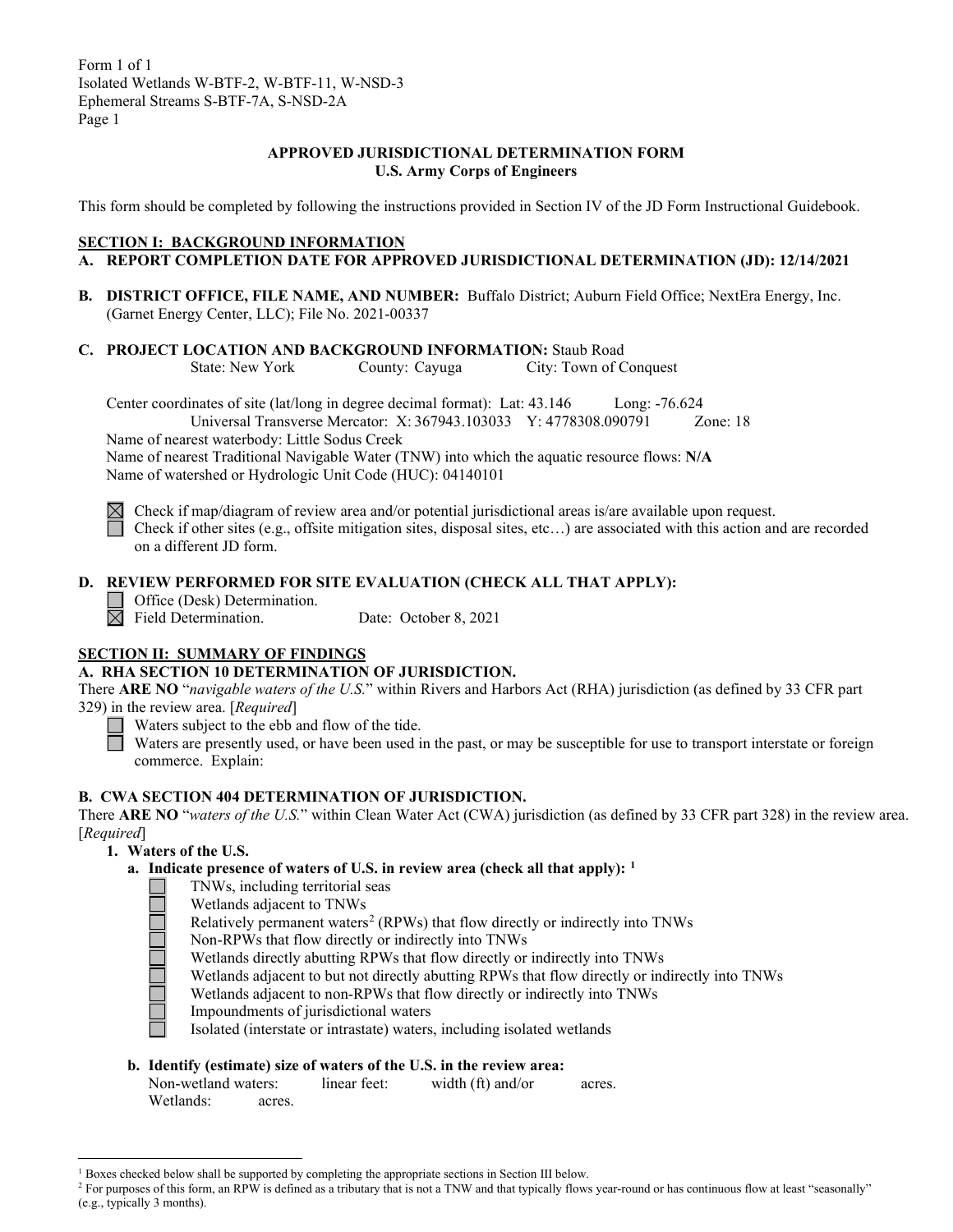Form 1 of 1
Isolated Wetlands W-BTF-2, W-BTF-11, W-NSD-3
Ephemeral Streams S-BTF-7A, S-NSD-2A
Page 1

**APPROVED JURISDICTIONAL DETERMINATION FORM**
**U.S. Army Corps of Engineers**

This form should be completed by following the instructions provided in Section IV of the JD Form Instructional Guidebook.

## SECTION I: BACKGROUND INFORMATION

**A. REPORT COMPLETION DATE FOR APPROVED JURISDICTIONAL DETERMINATION (JD): 12/14/2021**

**B. DISTRICT OFFICE, FILE NAME, AND NUMBER:** Buffalo District; Auburn Field Office; NextEra Energy, Inc. (Garnet Energy Center, LLC); File No. 2021-00337

**C. PROJECT LOCATION AND BACKGROUND INFORMATION:** Staub Road
State: New York County: Cayuga City: Town of Conquest

Center coordinates of site (lat/long in degree decimal format): Lat: 43.146 Long: -76.624
Universal Transverse Mercator: X: 367943.103033 Y: 4778308.090791 Zone: 18
Name of nearest waterbody: Little Sodus Creek
Name of nearest Traditional Navigable Water (TNW) into which the aquatic resource flows: **N/A**
Name of watershed or Hydrologic Unit Code (HUC): 04140101

☒ Check if map/diagram of review area and/or potential jurisdictional areas is/are available upon request.
☐ Check if other sites (e.g., offsite mitigation sites, disposal sites, etc…) are associated with this action and are recorded on a different JD form.

**D. REVIEW PERFORMED FOR SITE EVALUATION (CHECK ALL THAT APPLY):**

☐ Office (Desk) Determination.
☒ Field Determination. Date: October 8, 2021

## SECTION II: SUMMARY OF FINDINGS

**A. RHA SECTION 10 DETERMINATION OF JURISDICTION.**

There **ARE NO** "*navigable waters of the U.S.*" within Rivers and Harbors Act (RHA) jurisdiction (as defined by 33 CFR part 329) in the review area. [*Required*]

☐ Waters subject to the ebb and flow of the tide.
☐ Waters are presently used, or have been used in the past, or may be susceptible for use to transport interstate or foreign commerce. Explain:

**B. CWA SECTION 404 DETERMINATION OF JURISDICTION.**

There **ARE NO** "*waters of the U.S.*" within Clean Water Act (CWA) jurisdiction (as defined by 33 CFR part 328) in the review area. [*Required*]

**1. Waters of the U.S.**

**a. Indicate presence of waters of U.S. in review area (check all that apply):** [1]

☐ TNWs, including territorial seas
☐ Wetlands adjacent to TNWs
☐ Relatively permanent waters[2] (RPWs) that flow directly or indirectly into TNWs
☐ Non-RPWs that flow directly or indirectly into TNWs
☐ Wetlands directly abutting RPWs that flow directly or indirectly into TNWs
☐ Wetlands adjacent to but not directly abutting RPWs that flow directly or indirectly into TNWs
☐ Wetlands adjacent to non-RPWs that flow directly or indirectly into TNWs
☐ Impoundments of jurisdictional waters
☐ Isolated (interstate or intrastate) waters, including isolated wetlands

**b. Identify (estimate) size of waters of the U.S. in the review area:**

Non-wetland waters: linear feet: width (ft) and/or acres.
Wetlands: acres.

---

[1] Boxes checked below shall be supported by completing the appropriate sections in Section III below.

[2] For purposes of this form, an RPW is defined as a tributary that is not a TNW and that typically flows year-round or has continuous flow at least "seasonally" (e.g., typically 3 months).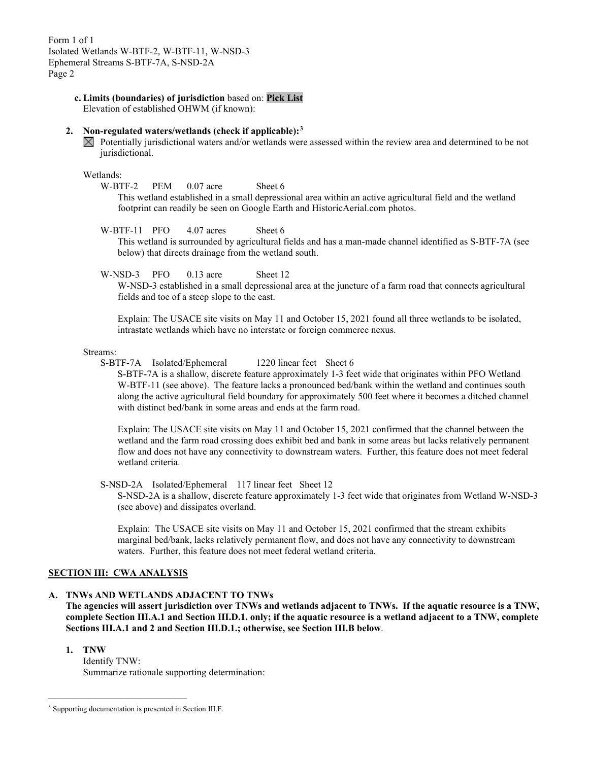**c. Limits (boundaries) of jurisdiction** based on: **Pick List**
Elevation of established OHWM (if known):

**2. Non-regulated waters/wetlands (check if applicable):**[3]

☒ Potentially jurisdictional waters and/or wetlands were assessed within the review area and determined to be not jurisdictional.

Wetlands:

W-BTF-2 PEM 0.07 acre Sheet 6

This wetland established in a small depressional area within an active agricultural field and the wetland footprint can readily be seen on Google Earth and HistoricAerial.com photos.

W-BTF-11 PFO 4.07 acres Sheet 6

This wetland is surrounded by agricultural fields and has a man-made channel identified as S-BTF-7A (see below) that directs drainage from the wetland south.

W-NSD-3 PFO 0.13 acre Sheet 12

W-NSD-3 established in a small depressional area at the juncture of a farm road that connects agricultural fields and toe of a steep slope to the east.

Explain: The USACE site visits on May 11 and October 15, 2021 found all three wetlands to be isolated, intrastate wetlands which have no interstate or foreign commerce nexus.

Streams:

S-BTF-7A Isolated/Ephemeral 1220 linear feet Sheet 6

S-BTF-7A is a shallow, discrete feature approximately 1-3 feet wide that originates within PFO Wetland W-BTF-11 (see above). The feature lacks a pronounced bed/bank within the wetland and continues south along the active agricultural field boundary for approximately 500 feet where it becomes a ditched channel with distinct bed/bank in some areas and ends at the farm road.

Explain: The USACE site visits on May 11 and October 15, 2021 confirmed that the channel between the wetland and the farm road crossing does exhibit bed and bank in some areas but lacks relatively permanent flow and does not have any connectivity to downstream waters. Further, this feature does not meet federal wetland criteria.

S-NSD-2A Isolated/Ephemeral 117 linear feet Sheet 12

S-NSD-2A is a shallow, discrete feature approximately 1-3 feet wide that originates from Wetland W-NSD-3 (see above) and dissipates overland.

Explain: The USACE site visits on May 11 and October 15, 2021 confirmed that the stream exhibits marginal bed/bank, lacks relatively permanent flow, and does not have any connectivity to downstream waters. Further, this feature does not meet federal wetland criteria.

## SECTION III: CWA ANALYSIS

### A. TNWs AND WETLANDS ADJACENT TO TNWs

**The agencies will assert jurisdiction over TNWs and wetlands adjacent to TNWs. If the aquatic resource is a TNW, complete Section III.A.1 and Section III.D.1. only; if the aquatic resource is a wetland adjacent to a TNW, complete Sections III.A.1 and 2 and Section III.D.1.; otherwise, see Section III.B below**.

**1. TNW**

Identify TNW:
Summarize rationale supporting determination:

[3] Supporting documentation is presented in Section III.F.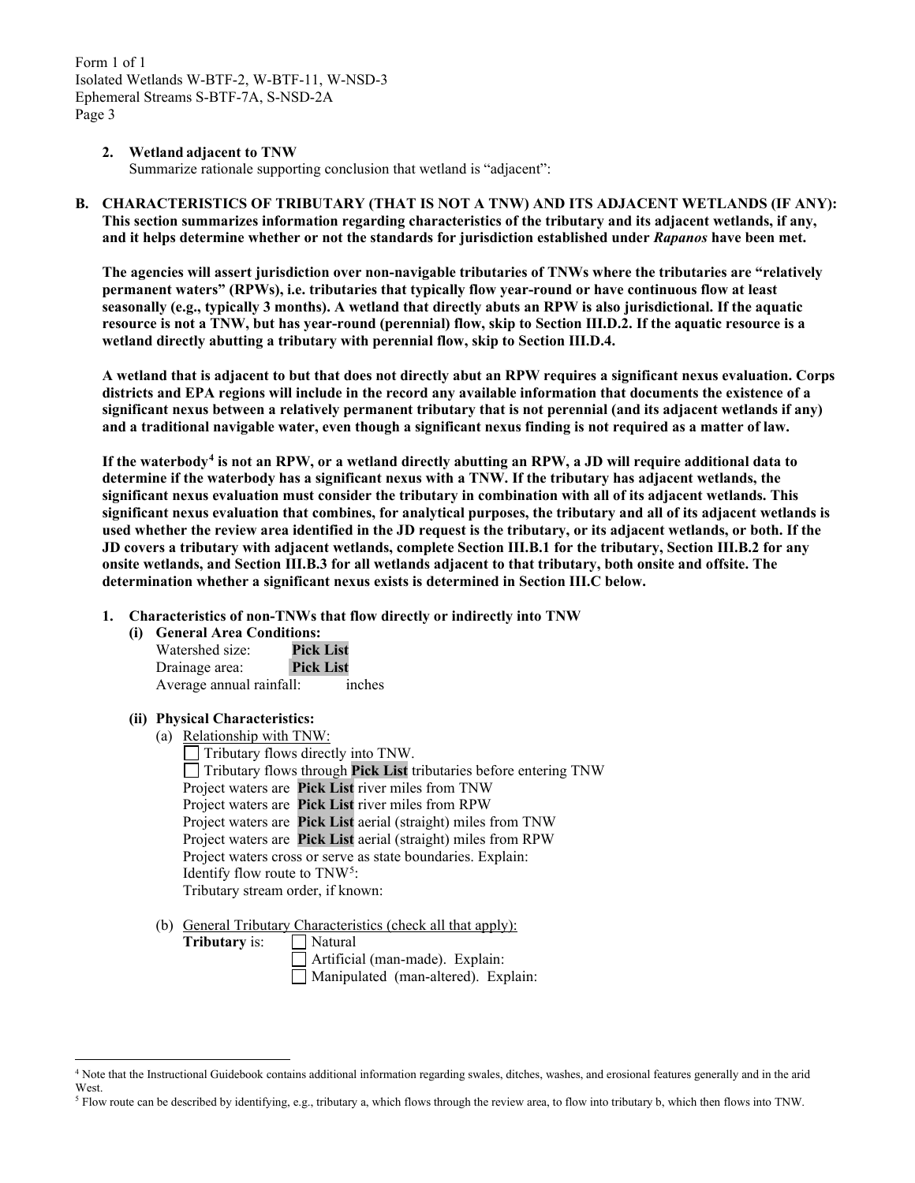**2. Wetland adjacent to TNW**

Summarize rationale supporting conclusion that wetland is "adjacent":

**B. CHARACTERISTICS OF TRIBUTARY (THAT IS NOT A TNW) AND ITS ADJACENT WETLANDS (IF ANY): This section summarizes information regarding characteristics of the tributary and its adjacent wetlands, if any, and it helps determine whether or not the standards for jurisdiction established under *Rapanos* have been met.**

**The agencies will assert jurisdiction over non-navigable tributaries of TNWs where the tributaries are "relatively permanent waters" (RPWs), i.e. tributaries that typically flow year-round or have continuous flow at least seasonally (e.g., typically 3 months). A wetland that directly abuts an RPW is also jurisdictional. If the aquatic resource is not a TNW, but has year-round (perennial) flow, skip to Section III.D.2. If the aquatic resource is a wetland directly abutting a tributary with perennial flow, skip to Section III.D.4.**

**A wetland that is adjacent to but that does not directly abut an RPW requires a significant nexus evaluation. Corps districts and EPA regions will include in the record any available information that documents the existence of a significant nexus between a relatively permanent tributary that is not perennial (and its adjacent wetlands if any) and a traditional navigable water, even though a significant nexus finding is not required as a matter of law.**

**If the waterbody[4] is not an RPW, or a wetland directly abutting an RPW, a JD will require additional data to determine if the waterbody has a significant nexus with a TNW. If the tributary has adjacent wetlands, the significant nexus evaluation must consider the tributary in combination with all of its adjacent wetlands. This significant nexus evaluation that combines, for analytical purposes, the tributary and all of its adjacent wetlands is used whether the review area identified in the JD request is the tributary, or its adjacent wetlands, or both. If the JD covers a tributary with adjacent wetlands, complete Section III.B.1 for the tributary, Section III.B.2 for any onsite wetlands, and Section III.B.3 for all wetlands adjacent to that tributary, both onsite and offsite. The determination whether a significant nexus exists is determined in Section III.C below.**

**1. Characteristics of non-TNWs that flow directly or indirectly into TNW**

**(i) General Area Conditions:**

Watershed size: **Pick List**
Drainage area: **Pick List**
Average annual rainfall: inches

**(ii) Physical Characteristics:**

(a) Relationship with TNW:

☐ Tributary flows directly into TNW.
☐ Tributary flows through **Pick List** tributaries before entering TNW
Project waters are **Pick List** river miles from TNW
Project waters are **Pick List** river miles from RPW
Project waters are **Pick List** aerial (straight) miles from TNW
Project waters are **Pick List** aerial (straight) miles from RPW
Project waters cross or serve as state boundaries. Explain:
Identify flow route to TNW[5]:
Tributary stream order, if known:

(b) General Tributary Characteristics (check all that apply):

**Tributary** is: ☐ Natural
☐ Artificial (man-made). Explain:
☐ Manipulated (man-altered). Explain:

---

[4] Note that the Instructional Guidebook contains additional information regarding swales, ditches, washes, and erosional features generally and in the arid West.

[5] Flow route can be described by identifying, e.g., tributary a, which flows through the review area, to flow into tributary b, which then flows into TNW.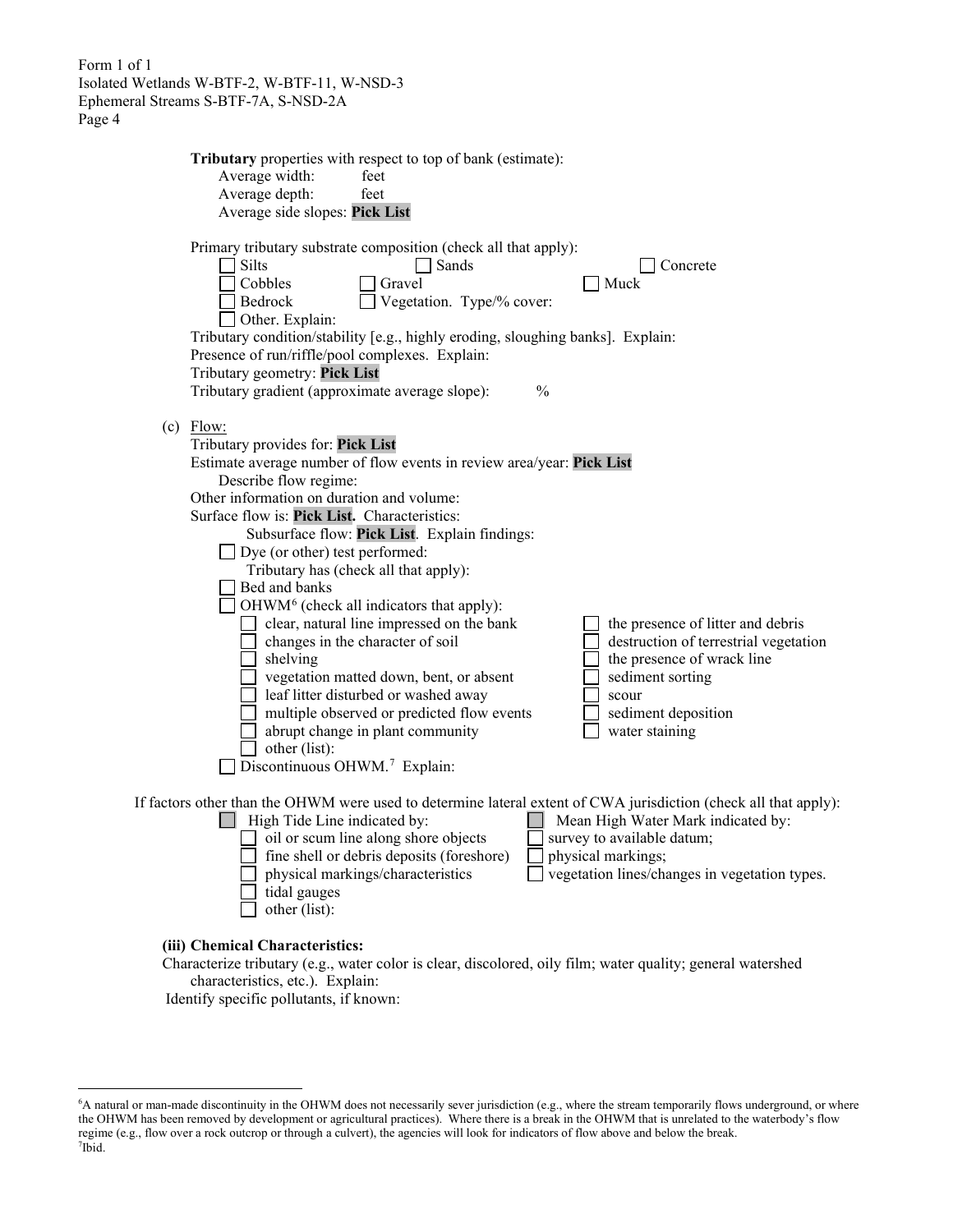**Tributary** properties with respect to top of bank (estimate):
Average width: feet
Average depth: feet
Average side slopes: **Pick List**

Primary tributary substrate composition (check all that apply):

- ☐ Silts
- ☐ Sands
- ☐ Concrete
- ☐ Cobbles
- ☐ Gravel
- ☐ Muck
- ☐ Bedrock
- ☐ Vegetation. Type/% cover:
- ☐ Other. Explain:

Tributary condition/stability [e.g., highly eroding, sloughing banks]. Explain:
Presence of run/riffle/pool complexes. Explain:
Tributary geometry: **Pick List**
Tributary gradient (approximate average slope): %

(c) Flow:
Tributary provides for: **Pick List**
Estimate average number of flow events in review area/year: **Pick List**
Describe flow regime:
Other information on duration and volume:
Surface flow is: **Pick List.** Characteristics:
Subsurface flow: **Pick List**. Explain findings:

- ☐ Dye (or other) test performed:

Tributary has (check all that apply):

- ☐ Bed and banks
- ☐ OHWM[6] (check all indicators that apply):
  - ☐ clear, natural line impressed on the bank
  - ☐ changes in the character of soil
  - ☐ shelving
  - ☐ vegetation matted down, bent, or absent
  - ☐ leaf litter disturbed or washed away
  - ☐ multiple observed or predicted flow events
  - ☐ abrupt change in plant community
  - ☐ other (list):
  - ☐ the presence of litter and debris
  - ☐ destruction of terrestrial vegetation
  - ☐ the presence of wrack line
  - ☐ sediment sorting
  - ☐ scour
  - ☐ sediment deposition
  - ☐ water staining
- ☐ Discontinuous OHWM.[7] Explain:

If factors other than the OHWM were used to determine lateral extent of CWA jurisdiction (check all that apply):

- ☐ High Tide Line indicated by:
  - ☐ oil or scum line along shore objects
  - ☐ fine shell or debris deposits (foreshore)
  - ☐ physical markings/characteristics
  - ☐ tidal gauges
  - ☐ other (list):
- ☐ Mean High Water Mark indicated by:
  - ☐ survey to available datum;
  - ☐ physical markings;
  - ☐ vegetation lines/changes in vegetation types.

**(iii) Chemical Characteristics:**

Characterize tributary (e.g., water color is clear, discolored, oily film; water quality; general watershed characteristics, etc.). Explain:

Identify specific pollutants, if known:

---

[6] A natural or man-made discontinuity in the OHWM does not necessarily sever jurisdiction (e.g., where the stream temporarily flows underground, or where the OHWM has been removed by development or agricultural practices). Where there is a break in the OHWM that is unrelated to the waterbody's flow regime (e.g., flow over a rock outcrop or through a culvert), the agencies will look for indicators of flow above and below the break.

[7] Ibid.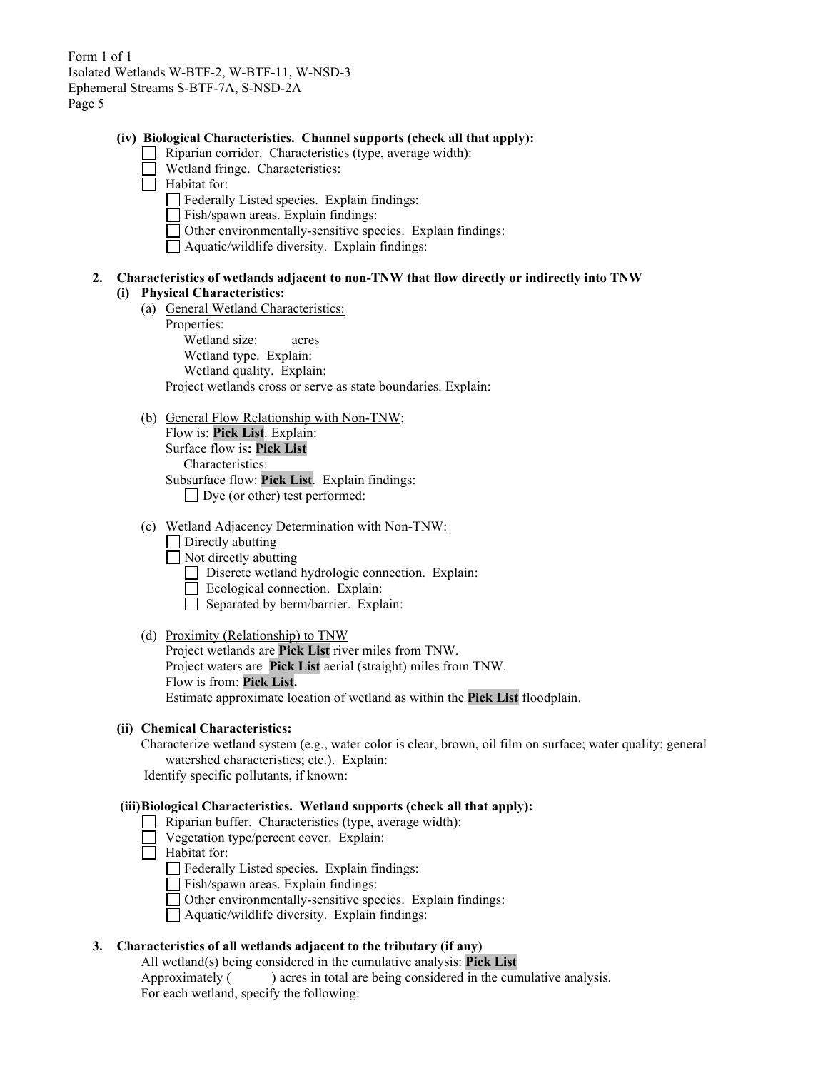Form 1 of 1
Isolated Wetlands W-BTF-2, W-BTF-11, W-NSD-3
Ephemeral Streams S-BTF-7A, S-NSD-2A

**(iv) Biological Characteristics. Channel supports (check all that apply):**

- ☐ Riparian corridor. Characteristics (type, average width):
- ☐ Wetland fringe. Characteristics:
- ☐ Habitat for:
  - ☐ Federally Listed species. Explain findings:
  - ☐ Fish/spawn areas. Explain findings:
  - ☐ Other environmentally-sensitive species. Explain findings:
  - ☐ Aquatic/wildlife diversity. Explain findings:

**2. Characteristics of wetlands adjacent to non-TNW that flow directly or indirectly into TNW**

**(i) Physical Characteristics:**

(a) General Wetland Characteristics:

Properties:

Wetland size: acres

Wetland type. Explain:

Wetland quality. Explain:

Project wetlands cross or serve as state boundaries. Explain:

(b) General Flow Relationship with Non-TNW:

Flow is: **Pick List**. Explain:

Surface flow is**: Pick List**

Characteristics:

Subsurface flow: **Pick List**. Explain findings:

- ☐ Dye (or other) test performed:

(c) Wetland Adjacency Determination with Non-TNW:

- ☐ Directly abutting
- ☐ Not directly abutting
  - ☐ Discrete wetland hydrologic connection. Explain:
  - ☐ Ecological connection. Explain:
  - ☐ Separated by berm/barrier. Explain:

(d) Proximity (Relationship) to TNW

Project wetlands are **Pick List** river miles from TNW.

Project waters are **Pick List** aerial (straight) miles from TNW.

Flow is from: **Pick List.**

Estimate approximate location of wetland as within the **Pick List** floodplain.

**(ii) Chemical Characteristics:**

Characterize wetland system (e.g., water color is clear, brown, oil film on surface; water quality; general watershed characteristics; etc.). Explain:

Identify specific pollutants, if known:

**(iii) Biological Characteristics. Wetland supports (check all that apply):**

- ☐ Riparian buffer. Characteristics (type, average width):
- ☐ Vegetation type/percent cover. Explain:
- ☐ Habitat for:
  - ☐ Federally Listed species. Explain findings:
  - ☐ Fish/spawn areas. Explain findings:
  - ☐ Other environmentally-sensitive species. Explain findings:
  - ☐ Aquatic/wildlife diversity. Explain findings:

**3. Characteristics of all wetlands adjacent to the tributary (if any)**

All wetland(s) being considered in the cumulative analysis: **Pick List**

Approximately ( ) acres in total are being considered in the cumulative analysis.

For each wetland, specify the following: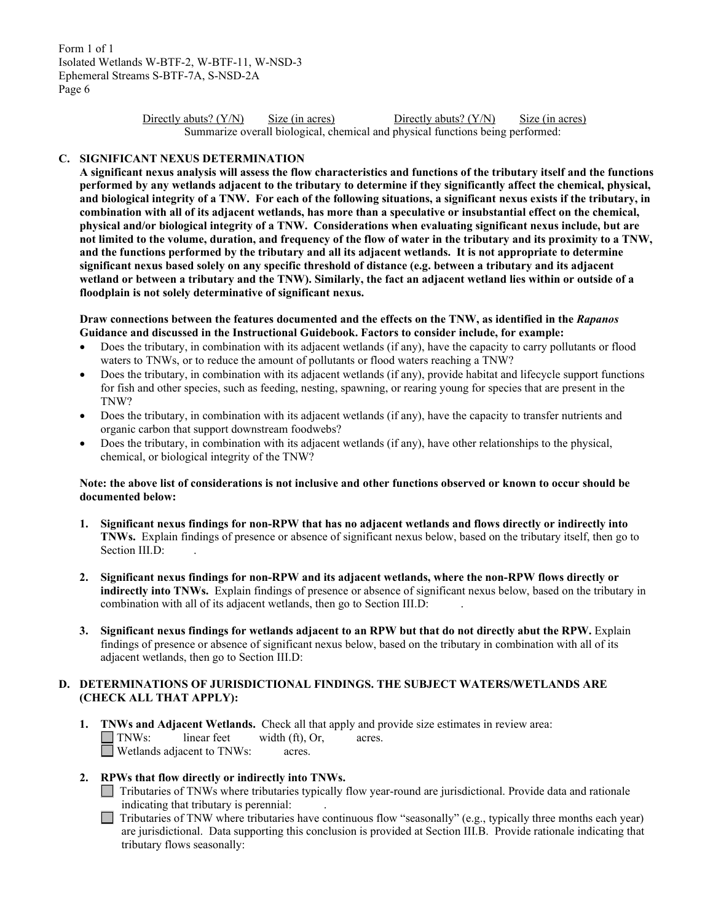Form 1 of 1
Isolated Wetlands W-BTF-2, W-BTF-11, W-NSD-3
Ephemeral Streams S-BTF-7A, S-NSD-2A

Directly abuts? (Y/N)    Size (in acres)    Directly abuts? (Y/N)    Size (in acres)

Summarize overall biological, chemical and physical functions being performed:

## C. SIGNIFICANT NEXUS DETERMINATION

**A significant nexus analysis will assess the flow characteristics and functions of the tributary itself and the functions performed by any wetlands adjacent to the tributary to determine if they significantly affect the chemical, physical, and biological integrity of a TNW. For each of the following situations, a significant nexus exists if the tributary, in combination with all of its adjacent wetlands, has more than a speculative or insubstantial effect on the chemical, physical and/or biological integrity of a TNW. Considerations when evaluating significant nexus include, but are not limited to the volume, duration, and frequency of the flow of water in the tributary and its proximity to a TNW, and the functions performed by the tributary and all its adjacent wetlands. It is not appropriate to determine significant nexus based solely on any specific threshold of distance (e.g. between a tributary and its adjacent wetland or between a tributary and the TNW). Similarly, the fact an adjacent wetland lies within or outside of a floodplain is not solely determinative of significant nexus.**

**Draw connections between the features documented and the effects on the TNW, as identified in the *Rapanos* Guidance and discussed in the Instructional Guidebook. Factors to consider include, for example:**

- Does the tributary, in combination with its adjacent wetlands (if any), have the capacity to carry pollutants or flood waters to TNWs, or to reduce the amount of pollutants or flood waters reaching a TNW?
- Does the tributary, in combination with its adjacent wetlands (if any), provide habitat and lifecycle support functions for fish and other species, such as feeding, nesting, spawning, or rearing young for species that are present in the TNW?
- Does the tributary, in combination with its adjacent wetlands (if any), have the capacity to transfer nutrients and organic carbon that support downstream foodwebs?
- Does the tributary, in combination with its adjacent wetlands (if any), have other relationships to the physical, chemical, or biological integrity of the TNW?

**Note: the above list of considerations is not inclusive and other functions observed or known to occur should be documented below:**

1. **Significant nexus findings for non-RPW that has no adjacent wetlands and flows directly or indirectly into TNWs.** Explain findings of presence or absence of significant nexus below, based on the tributary itself, then go to Section III.D: .

2. **Significant nexus findings for non-RPW and its adjacent wetlands, where the non-RPW flows directly or indirectly into TNWs.** Explain findings of presence or absence of significant nexus below, based on the tributary in combination with all of its adjacent wetlands, then go to Section III.D: .

3. **Significant nexus findings for wetlands adjacent to an RPW but that do not directly abut the RPW.** Explain findings of presence or absence of significant nexus below, based on the tributary in combination with all of its adjacent wetlands, then go to Section III.D:

## D. DETERMINATIONS OF JURISDICTIONAL FINDINGS. THE SUBJECT WATERS/WETLANDS ARE (CHECK ALL THAT APPLY):

1. **TNWs and Adjacent Wetlands.** Check all that apply and provide size estimates in review area:
   - ☐ TNWs: linear feet width (ft), Or, acres.
   - ☐ Wetlands adjacent to TNWs: acres.

2. **RPWs that flow directly or indirectly into TNWs.**
   - ☐ Tributaries of TNWs where tributaries typically flow year-round are jurisdictional. Provide data and rationale indicating that tributary is perennial: .
   - ☐ Tributaries of TNW where tributaries have continuous flow "seasonally" (e.g., typically three months each year) are jurisdictional. Data supporting this conclusion is provided at Section III.B. Provide rationale indicating that tributary flows seasonally: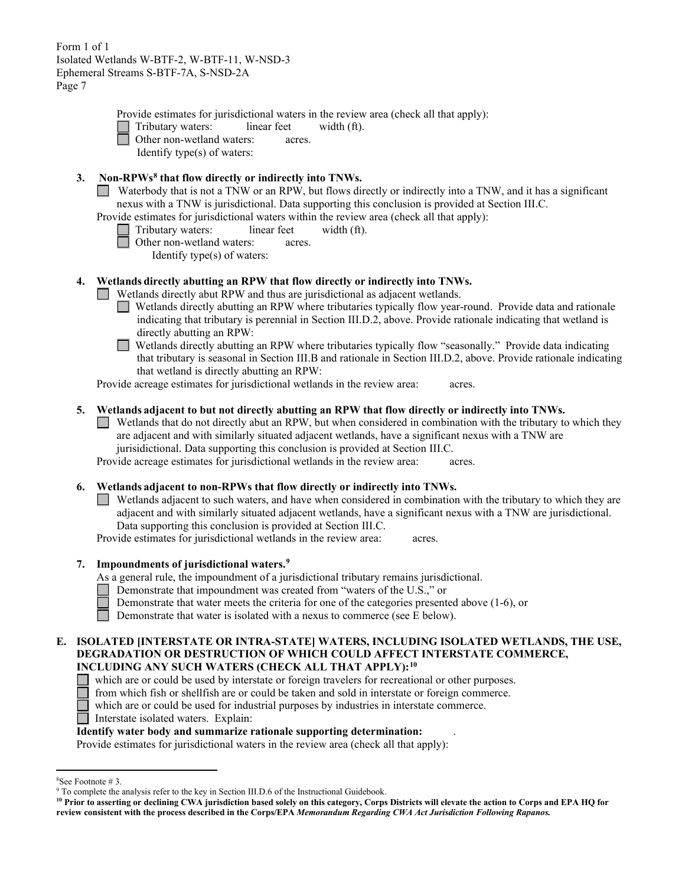Provide estimates for jurisdictional waters in the review area (check all that apply):

- ☐ Tributary waters: linear feet width (ft).
- ☐ Other non-wetland waters: acres.

Identify type(s) of waters:

**3. Non-RPWs[8] that flow directly or indirectly into TNWs.**

☐ Waterbody that is not a TNW or an RPW, but flows directly or indirectly into a TNW, and it has a significant nexus with a TNW is jurisdictional. Data supporting this conclusion is provided at Section III.C.

Provide estimates for jurisdictional waters within the review area (check all that apply):

- ☐ Tributary waters: linear feet width (ft).
- ☐ Other non-wetland waters: acres.

Identify type(s) of waters:

**4. Wetlands directly abutting an RPW that flow directly or indirectly into TNWs.**

☐ Wetlands directly abut RPW and thus are jurisdictional as adjacent wetlands.

- ☐ Wetlands directly abutting an RPW where tributaries typically flow year-round. Provide data and rationale indicating that tributary is perennial in Section III.D.2, above. Provide rationale indicating that wetland is directly abutting an RPW:
- ☐ Wetlands directly abutting an RPW where tributaries typically flow "seasonally." Provide data indicating that tributary is seasonal in Section III.B and rationale in Section III.D.2, above. Provide rationale indicating that wetland is directly abutting an RPW:

Provide acreage estimates for jurisdictional wetlands in the review area: acres.

**5. Wetlands adjacent to but not directly abutting an RPW that flow directly or indirectly into TNWs.**

☐ Wetlands that do not directly abut an RPW, but when considered in combination with the tributary to which they are adjacent and with similarly situated adjacent wetlands, have a significant nexus with a TNW are jurisidictional. Data supporting this conclusion is provided at Section III.C.

Provide acreage estimates for jurisdictional wetlands in the review area: acres.

**6. Wetlands adjacent to non-RPWs that flow directly or indirectly into TNWs.**

☐ Wetlands adjacent to such waters, and have when considered in combination with the tributary to which they are adjacent and with similarly situated adjacent wetlands, have a significant nexus with a TNW are jurisdictional. Data supporting this conclusion is provided at Section III.C.

Provide estimates for jurisdictional wetlands in the review area: acres.

**7. Impoundments of jurisdictional waters.[9]**

As a general rule, the impoundment of a jurisdictional tributary remains jurisdictional.

- ☐ Demonstrate that impoundment was created from "waters of the U.S.," or
- ☐ Demonstrate that water meets the criteria for one of the categories presented above (1-6), or
- ☐ Demonstrate that water is isolated with a nexus to commerce (see E below).

## E. ISOLATED [INTERSTATE OR INTRA-STATE] WATERS, INCLUDING ISOLATED WETLANDS, THE USE, DEGRADATION OR DESTRUCTION OF WHICH COULD AFFECT INTERSTATE COMMERCE, INCLUDING ANY SUCH WATERS (CHECK ALL THAT APPLY):[10]

- ☐ which are or could be used by interstate or foreign travelers for recreational or other purposes.
- ☐ from which fish or shellfish are or could be taken and sold in interstate or foreign commerce.
- ☐ which are or could be used for industrial purposes by industries in interstate commerce.
- ☐ Interstate isolated waters. Explain:

**Identify water body and summarize rationale supporting determination:** .

Provide estimates for jurisdictional waters in the review area (check all that apply):

---

[8] See Footnote # 3.

[9] To complete the analysis refer to the key in Section III.D.6 of the Instructional Guidebook.

[10] **Prior to asserting or declining CWA jurisdiction based solely on this category, Corps Districts will elevate the action to Corps and EPA HQ for review consistent with the process described in the Corps/EPA *Memorandum Regarding CWA Act Jurisdiction Following Rapanos.***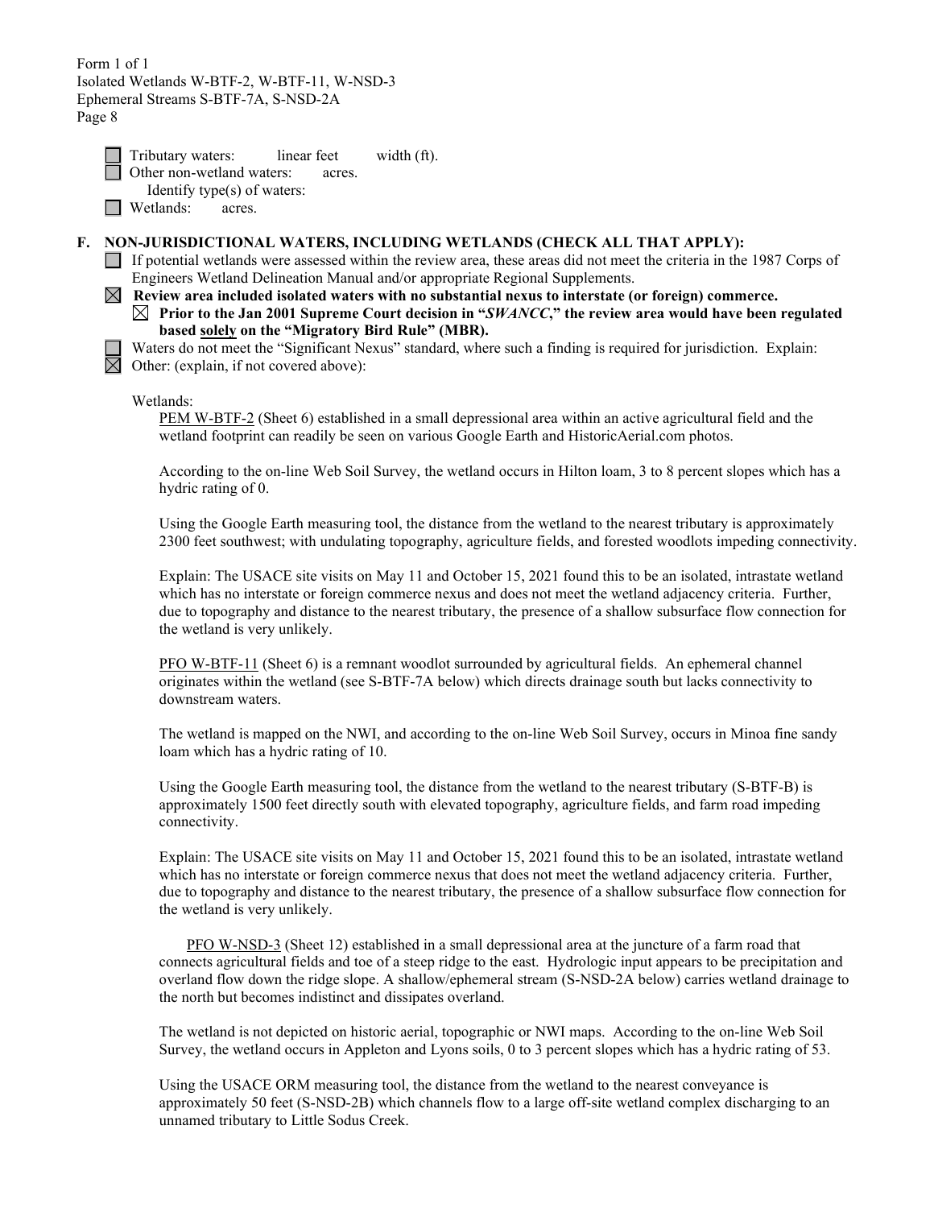☐ Tributary waters: linear feet width (ft).
☐ Other non-wetland waters: acres.
Identify type(s) of waters:
☐ Wetlands: acres.

**F. NON-JURISDICTIONAL WATERS, INCLUDING WETLANDS (CHECK ALL THAT APPLY):**

☐ If potential wetlands were assessed within the review area, these areas did not meet the criteria in the 1987 Corps of Engineers Wetland Delineation Manual and/or appropriate Regional Supplements.

☒ **Review area included isolated waters with no substantial nexus to interstate (or foreign) commerce.**

☒ **Prior to the Jan 2001 Supreme Court decision in "*SWANCC*," the review area would have been regulated based solely on the "Migratory Bird Rule" (MBR).**

☐ Waters do not meet the "Significant Nexus" standard, where such a finding is required for jurisdiction. Explain:

☒ Other: (explain, if not covered above):

Wetlands:

PEM W-BTF-2 (Sheet 6) established in a small depressional area within an active agricultural field and the wetland footprint can readily be seen on various Google Earth and HistoricAerial.com photos.

According to the on-line Web Soil Survey, the wetland occurs in Hilton loam, 3 to 8 percent slopes which has a hydric rating of 0.

Using the Google Earth measuring tool, the distance from the wetland to the nearest tributary is approximately 2300 feet southwest; with undulating topography, agriculture fields, and forested woodlots impeding connectivity.

Explain: The USACE site visits on May 11 and October 15, 2021 found this to be an isolated, intrastate wetland which has no interstate or foreign commerce nexus and does not meet the wetland adjacency criteria. Further, due to topography and distance to the nearest tributary, the presence of a shallow subsurface flow connection for the wetland is very unlikely.

PFO W-BTF-11 (Sheet 6) is a remnant woodlot surrounded by agricultural fields. An ephemeral channel originates within the wetland (see S-BTF-7A below) which directs drainage south but lacks connectivity to downstream waters.

The wetland is mapped on the NWI, and according to the on-line Web Soil Survey, occurs in Minoa fine sandy loam which has a hydric rating of 10.

Using the Google Earth measuring tool, the distance from the wetland to the nearest tributary (S-BTF-B) is approximately 1500 feet directly south with elevated topography, agriculture fields, and farm road impeding connectivity.

Explain: The USACE site visits on May 11 and October 15, 2021 found this to be an isolated, intrastate wetland which has no interstate or foreign commerce nexus that does not meet the wetland adjacency criteria. Further, due to topography and distance to the nearest tributary, the presence of a shallow subsurface flow connection for the wetland is very unlikely.

PFO W-NSD-3 (Sheet 12) established in a small depressional area at the juncture of a farm road that connects agricultural fields and toe of a steep ridge to the east. Hydrologic input appears to be precipitation and overland flow down the ridge slope. A shallow/ephemeral stream (S-NSD-2A below) carries wetland drainage to the north but becomes indistinct and dissipates overland.

The wetland is not depicted on historic aerial, topographic or NWI maps. According to the on-line Web Soil Survey, the wetland occurs in Appleton and Lyons soils, 0 to 3 percent slopes which has a hydric rating of 53.

Using the USACE ORM measuring tool, the distance from the wetland to the nearest conveyance is approximately 50 feet (S-NSD-2B) which channels flow to a large off-site wetland complex discharging to an unnamed tributary to Little Sodus Creek.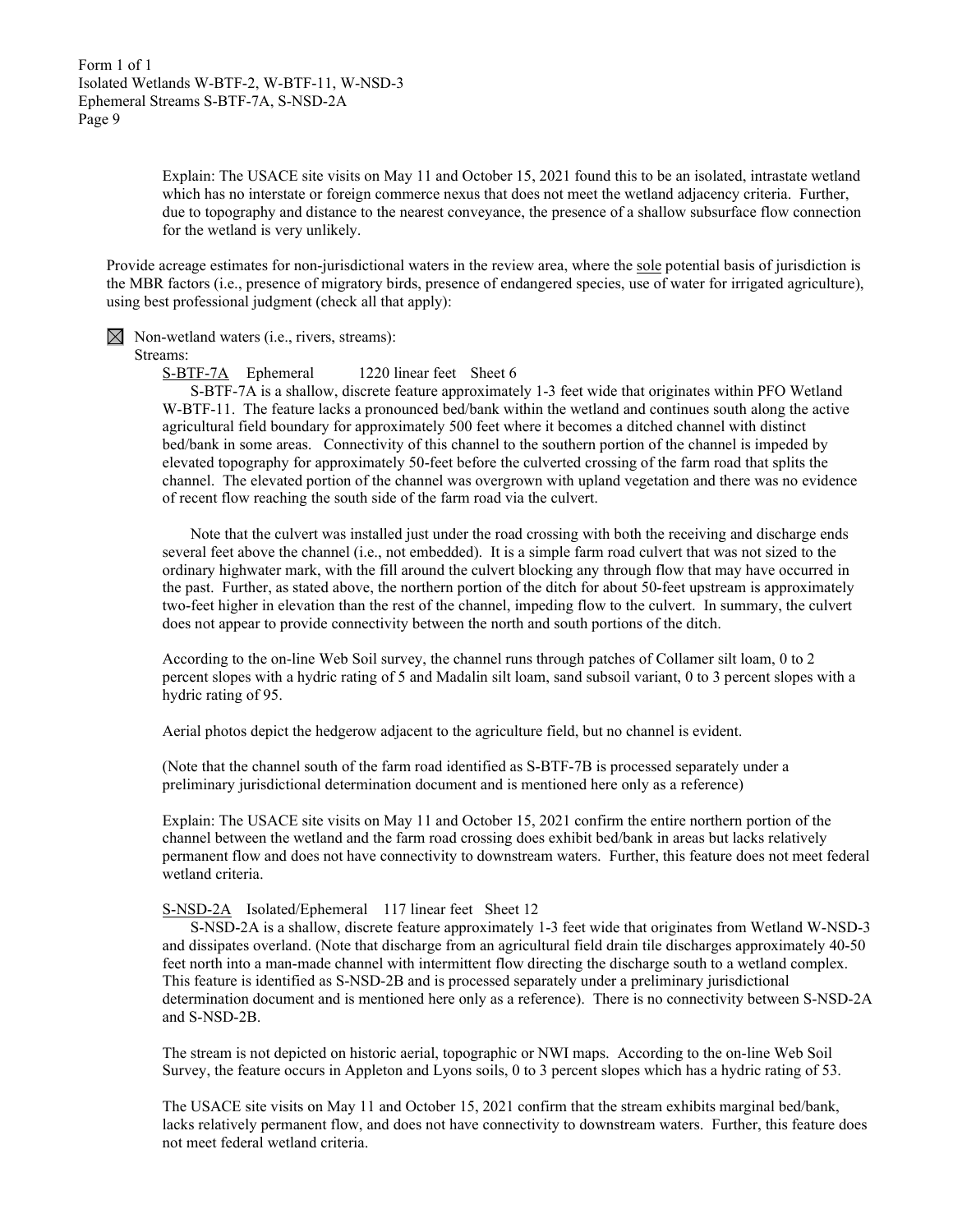Explain: The USACE site visits on May 11 and October 15, 2021 found this to be an isolated, intrastate wetland which has no interstate or foreign commerce nexus that does not meet the wetland adjacency criteria. Further, due to topography and distance to the nearest conveyance, the presence of a shallow subsurface flow connection for the wetland is very unlikely.

Provide acreage estimates for non-jurisdictional waters in the review area, where the sole potential basis of jurisdiction is the MBR factors (i.e., presence of migratory birds, presence of endangered species, use of water for irrigated agriculture), using best professional judgment (check all that apply):

☒ Non-wetland waters (i.e., rivers, streams):

Streams:

S-BTF-7A Ephemeral 1220 linear feet Sheet 6

S-BTF-7A is a shallow, discrete feature approximately 1-3 feet wide that originates within PFO Wetland W-BTF-11. The feature lacks a pronounced bed/bank within the wetland and continues south along the active agricultural field boundary for approximately 500 feet where it becomes a ditched channel with distinct bed/bank in some areas. Connectivity of this channel to the southern portion of the channel is impeded by elevated topography for approximately 50-feet before the culverted crossing of the farm road that splits the channel. The elevated portion of the channel was overgrown with upland vegetation and there was no evidence of recent flow reaching the south side of the farm road via the culvert.

Note that the culvert was installed just under the road crossing with both the receiving and discharge ends several feet above the channel (i.e., not embedded). It is a simple farm road culvert that was not sized to the ordinary highwater mark, with the fill around the culvert blocking any through flow that may have occurred in the past. Further, as stated above, the northern portion of the ditch for about 50-feet upstream is approximately two-feet higher in elevation than the rest of the channel, impeding flow to the culvert. In summary, the culvert does not appear to provide connectivity between the north and south portions of the ditch.

According to the on-line Web Soil survey, the channel runs through patches of Collamer silt loam, 0 to 2 percent slopes with a hydric rating of 5 and Madalin silt loam, sand subsoil variant, 0 to 3 percent slopes with a hydric rating of 95.

Aerial photos depict the hedgerow adjacent to the agriculture field, but no channel is evident.

(Note that the channel south of the farm road identified as S-BTF-7B is processed separately under a preliminary jurisdictional determination document and is mentioned here only as a reference)

Explain: The USACE site visits on May 11 and October 15, 2021 confirm the entire northern portion of the channel between the wetland and the farm road crossing does exhibit bed/bank in areas but lacks relatively permanent flow and does not have connectivity to downstream waters. Further, this feature does not meet federal wetland criteria.

S-NSD-2A Isolated/Ephemeral 117 linear feet Sheet 12

S-NSD-2A is a shallow, discrete feature approximately 1-3 feet wide that originates from Wetland W-NSD-3 and dissipates overland. (Note that discharge from an agricultural field drain tile discharges approximately 40-50 feet north into a man-made channel with intermittent flow directing the discharge south to a wetland complex. This feature is identified as S-NSD-2B and is processed separately under a preliminary jurisdictional determination document and is mentioned here only as a reference). There is no connectivity between S-NSD-2A and S-NSD-2B.

The stream is not depicted on historic aerial, topographic or NWI maps. According to the on-line Web Soil Survey, the feature occurs in Appleton and Lyons soils, 0 to 3 percent slopes which has a hydric rating of 53.

The USACE site visits on May 11 and October 15, 2021 confirm that the stream exhibits marginal bed/bank, lacks relatively permanent flow, and does not have connectivity to downstream waters. Further, this feature does not meet federal wetland criteria.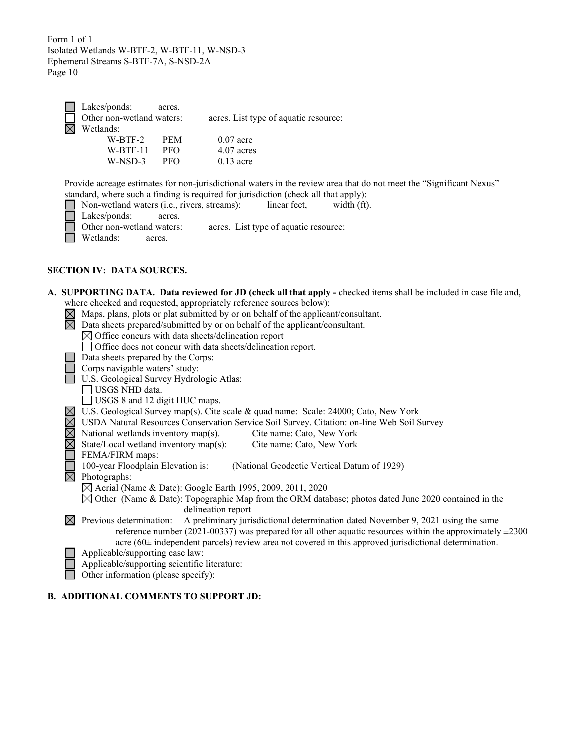☐ Lakes/ponds: acres.
☐ Other non-wetland waters: acres. List type of aquatic resource:
☒ Wetlands:

| | | |
|---|---|---|
| W-BTF-2 | PEM | 0.07 acre |
| W-BTF-11 | PFO | 4.07 acres |
| W-NSD-3 | PFO | 0.13 acre |

Provide acreage estimates for non-jurisdictional waters in the review area that do not meet the "Significant Nexus" standard, where such a finding is required for jurisdiction (check all that apply):

☐ Non-wetland waters (i.e., rivers, streams): linear feet, width (ft).
☐ Lakes/ponds: acres.
☐ Other non-wetland waters: acres. List type of aquatic resource:
☐ Wetlands: acres.

## SECTION IV: DATA SOURCES.

**A. SUPPORTING DATA. Data reviewed for JD (check all that apply -** checked items shall be included in case file and, where checked and requested, appropriately reference sources below):

☒ Maps, plans, plots or plat submitted by or on behalf of the applicant/consultant.
☒ Data sheets prepared/submitted by or on behalf of the applicant/consultant.
- ☒ Office concurs with data sheets/delineation report
- ☐ Office does not concur with data sheets/delineation report.

☐ Data sheets prepared by the Corps:
☐ Corps navigable waters' study:
☐ U.S. Geological Survey Hydrologic Atlas:
- ☐ USGS NHD data.
- ☐ USGS 8 and 12 digit HUC maps.

☒ U.S. Geological Survey map(s). Cite scale & quad name: Scale: 24000; Cato, New York
☒ USDA Natural Resources Conservation Service Soil Survey. Citation: on-line Web Soil Survey
☒ National wetlands inventory map(s). Cite name: Cato, New York
☒ State/Local wetland inventory map(s): Cite name: Cato, New York
☐ FEMA/FIRM maps:
☐ 100-year Floodplain Elevation is: (National Geodectic Vertical Datum of 1929)
☒ Photographs:
- ☒ Aerial (Name & Date): Google Earth 1995, 2009, 2011, 2020
- ☒ Other (Name & Date): Topographic Map from the ORM database; photos dated June 2020 contained in the delineation report

☒ Previous determination: A preliminary jurisdictional determination dated November 9, 2021 using the same reference number (2021-00337) was prepared for all other aquatic resources within the approximately ±2300 acre (60± independent parcels) review area not covered in this approved jurisdictional determination.
☐ Applicable/supporting case law:
☐ Applicable/supporting scientific literature:
☐ Other information (please specify):

**B. ADDITIONAL COMMENTS TO SUPPORT JD:**